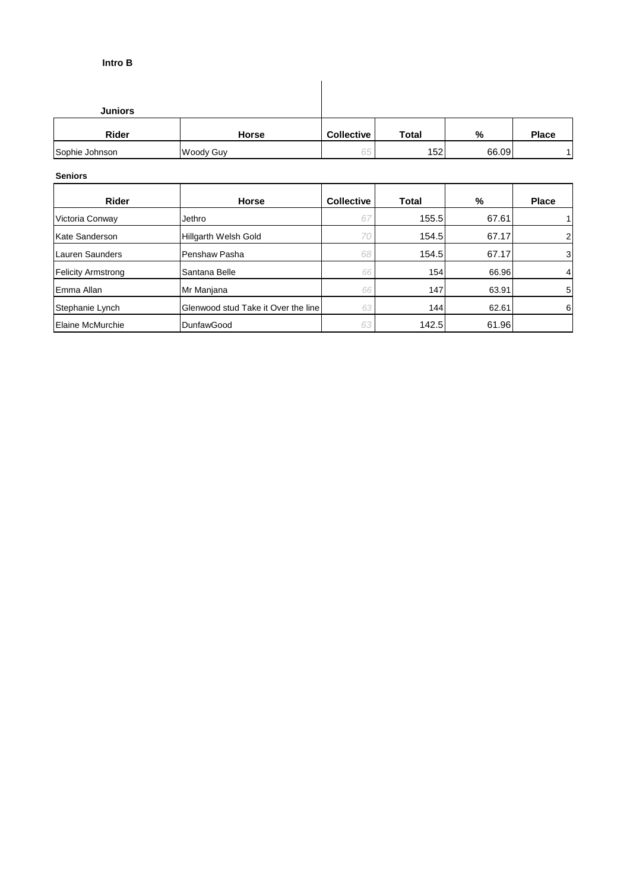**Intro B**

**Juniors**

| Rider | Horse | Collective | Total | % | Place |
|---|---|---|---|---|---|
| Sophie Johnson | Woody Guy | 65 | 152 | 66.09 | 1 |

**Seniors**

| Rider | Horse | Collective | Total | % | Place |
|---|---|---|---|---|---|
| Victoria Conway | Jethro | 67 | 155.5 | 67.61 | 1 |
| Kate Sanderson | Hillgarth Welsh Gold | 70 | 154.5 | 67.17 | 2 |
| Lauren Saunders | Penshaw Pasha | 68 | 154.5 | 67.17 | 3 |
| Felicity Armstrong | Santana Belle | 66 | 154 | 66.96 | 4 |
| Emma Allan | Mr Manjana | 66 | 147 | 63.91 | 5 |
| Stephanie Lynch | Glenwood stud Take it Over the line | 63 | 144 | 62.61 | 6 |
| Elaine McMurchie | DunfawGood | 63 | 142.5 | 61.96 | |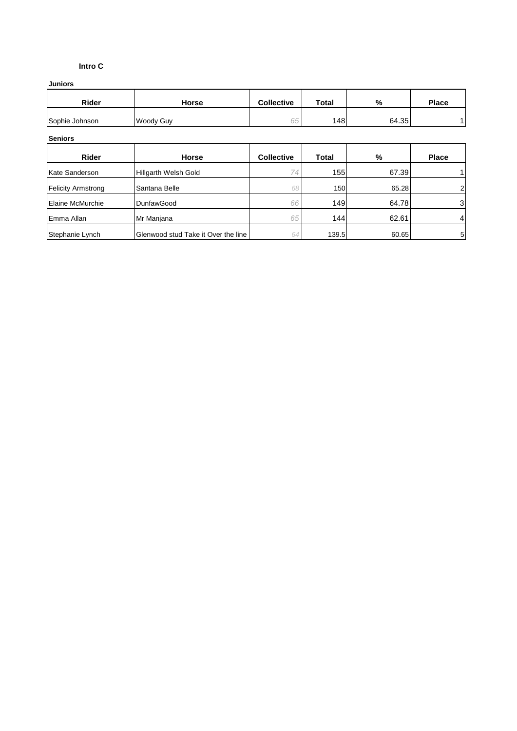### Intro C

**Juniors**

| Rider | Horse | Collective | Total | % | Place |
|---|---|---|---|---|---|
| Sophie Johnson | Woody Guy | *65* | 148 | 64.35 | 1 |

**Seniors**

| Rider | Horse | Collective | Total | % | Place |
|---|---|---|---|---|---|
| Kate Sanderson | Hillgarth Welsh Gold | *74* | 155 | 67.39 | 1 |
| Felicity Armstrong | Santana Belle | *68* | 150 | 65.28 | 2 |
| Elaine McMurchie | DunfawGood | *66* | 149 | 64.78 | 3 |
| Emma Allan | Mr Manjana | *65* | 144 | 62.61 | 4 |
| Stephanie Lynch | Glenwood stud Take it Over the line | *64* | 139.5 | 60.65 | 5 |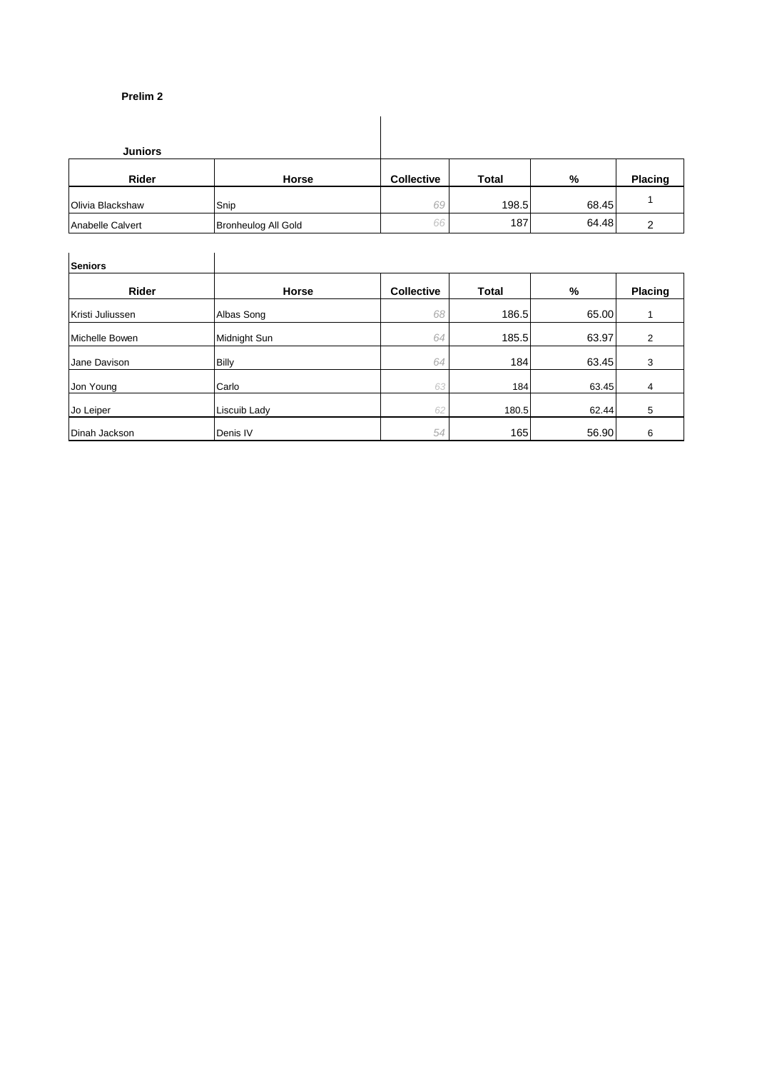**Prelim 2**

**Juniors**

| Rider | Horse | Collective | Total | % | Placing |
|---|---|---|---|---|---|
| Olivia Blackshaw | Snip | 69 | 198.5 | 68.45 | 1 |
| Anabelle Calvert | Bronheulog All Gold | 66 | 187 | 64.48 | 2 |

**Seniors**

| Rider | Horse | Collective | Total | % | Placing |
|---|---|---|---|---|---|
| Kristi Juliussen | Albas Song | 68 | 186.5 | 65.00 | 1 |
| Michelle Bowen | Midnight Sun | 64 | 185.5 | 63.97 | 2 |
| Jane Davison | Billy | 64 | 184 | 63.45 | 3 |
| Jon Young | Carlo | 63 | 184 | 63.45 | 4 |
| Jo Leiper | Liscuib Lady | 62 | 180.5 | 62.44 | 5 |
| Dinah Jackson | Denis IV | 54 | 165 | 56.90 | 6 |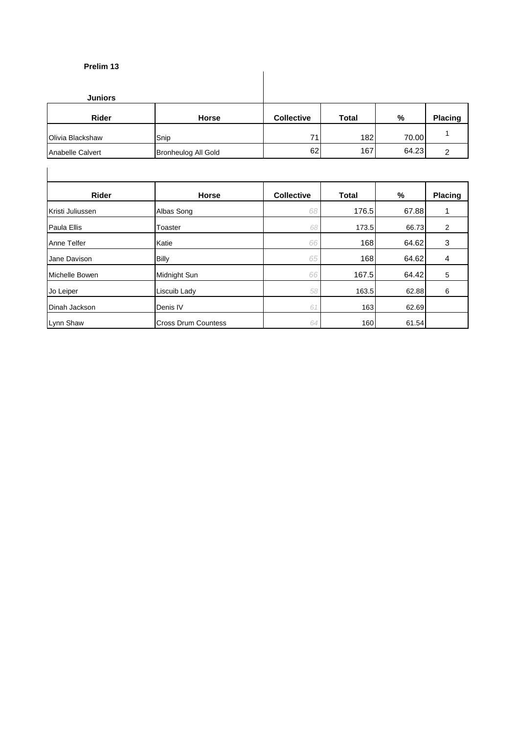**Prelim 13**

**Juniors**

| Rider | Horse | Collective | Total | % | Placing |
|---|---|---|---|---|---|
| Olivia Blackshaw | Snip | 71 | 182 | 70.00 | 1 |
| Anabelle Calvert | Bronheulog All Gold | 62 | 167 | 64.23 | 2 |

| Rider | Horse | Collective | Total | % | Placing |
|---|---|---|---|---|---|
| Kristi Juliussen | Albas Song | 68 | 176.5 | 67.88 | 1 |
| Paula Ellis | Toaster | 68 | 173.5 | 66.73 | 2 |
| Anne Telfer | Katie | 66 | 168 | 64.62 | 3 |
| Jane Davison | Billy | 65 | 168 | 64.62 | 4 |
| Michelle Bowen | Midnight Sun | 66 | 167.5 | 64.42 | 5 |
| Jo Leiper | Liscuib Lady | 58 | 163.5 | 62.88 | 6 |
| Dinah Jackson | Denis IV | 61 | 163 | 62.69 | |
| Lynn Shaw | Cross Drum Countess | 64 | 160 | 61.54 | |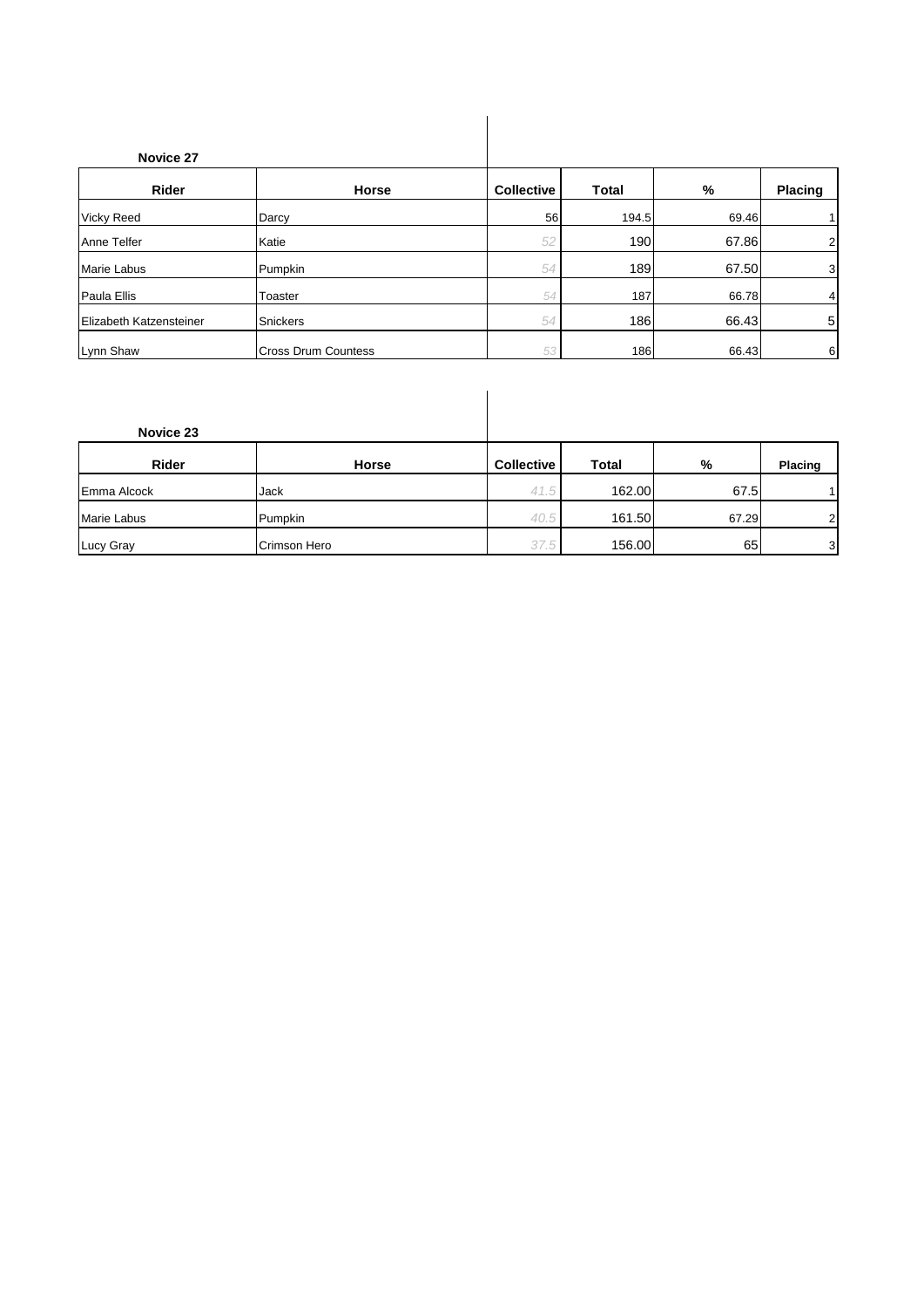**Novice 27**

| Rider | Horse | Collective | Total | % | Placing |
|---|---|---|---|---|---|
| Vicky Reed | Darcy | 56 | 194.5 | 69.46 | 1 |
| Anne Telfer | Katie | *52* | 190 | 67.86 | 2 |
| Marie Labus | Pumpkin | *54* | 189 | 67.50 | 3 |
| Paula Ellis | Toaster | *54* | 187 | 66.78 | 4 |
| Elizabeth Katzensteiner | Snickers | *54* | 186 | 66.43 | 5 |
| Lynn Shaw | Cross Drum Countess | *53* | 186 | 66.43 | 6 |

**Novice 23**

| Rider | Horse | Collective | Total | % | Placing |
|---|---|---|---|---|---|
| Emma Alcock | Jack | *41.5* | 162.00 | 67.5 | 1 |
| Marie Labus | Pumpkin | *40.5* | 161.50 | 67.29 | 2 |
| Lucy Gray | Crimson Hero | *37.5* | 156.00 | 65 | 3 |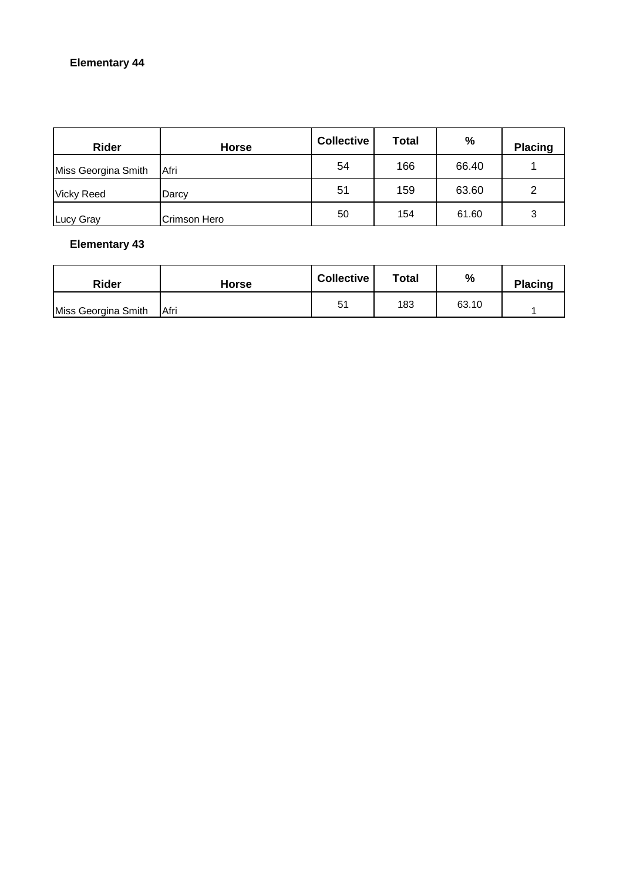**Elementary 44**

| Rider | Horse | Collective | Total | % | Placing |
|---|---|---|---|---|---|
| Miss Georgina Smith | Afri | 54 | 166 | 66.40 | 1 |
| Vicky Reed | Darcy | 51 | 159 | 63.60 | 2 |
| Lucy Gray | Crimson Hero | 50 | 154 | 61.60 | 3 |

**Elementary 43**

| Rider | Horse | Collective | Total | % | Placing |
|---|---|---|---|---|---|
| Miss Georgina Smith | Afri | 51 | 183 | 63.10 | 1 |